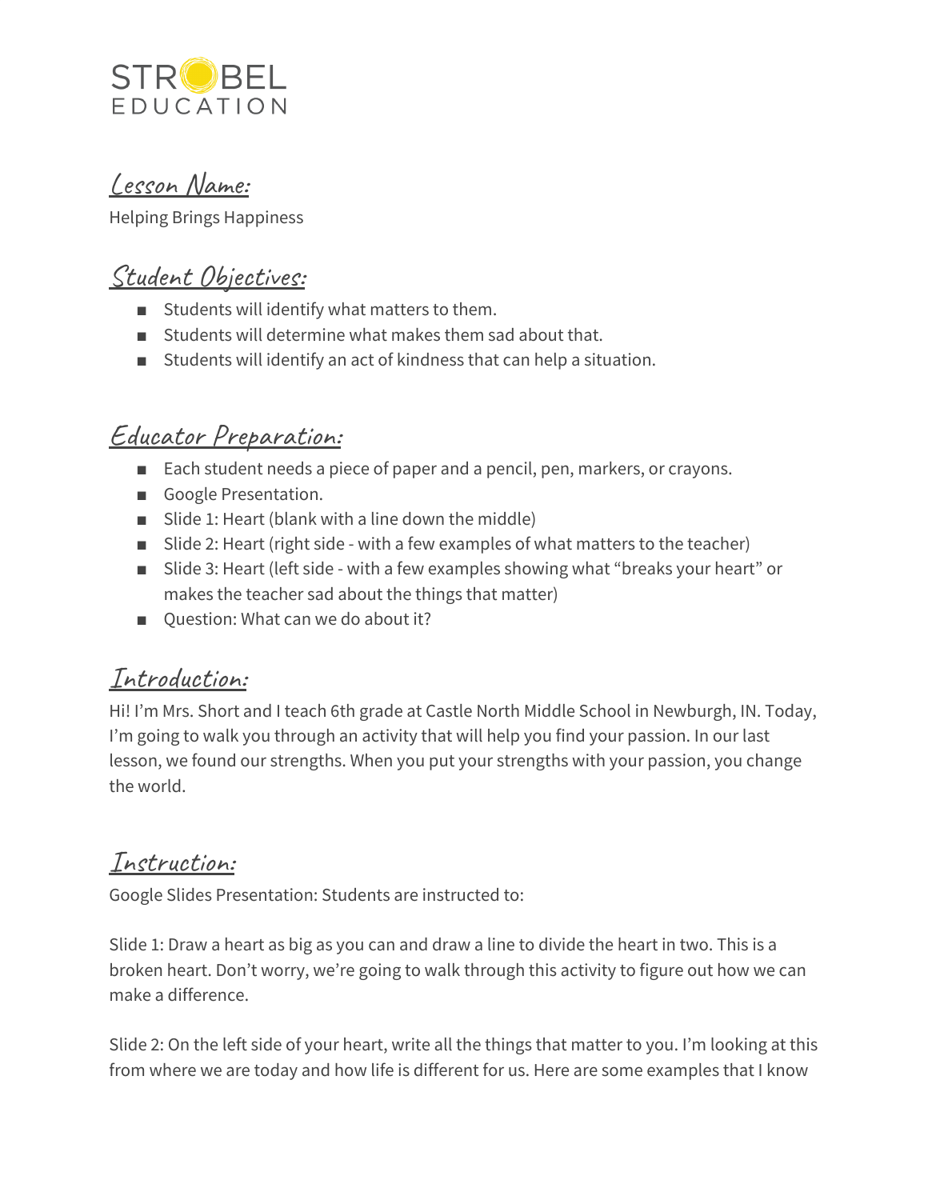STROBEL EDUCATION

## Lesson Name:

Helping Brings Happiness

## Student Objectives:

- Students will identify what matters to them.
- Students will determine what makes them sad about that.
- Students will identify an act of kindness that can help a situation.

## Educator Preparation:

- Each student needs a piece of paper and a pencil, pen, markers, or crayons.
- Google Presentation.
- Slide 1: Heart (blank with a line down the middle)
- Slide 2: Heart (right side - with a few examples of what matters to the teacher)
- Slide 3: Heart (left side - with a few examples showing what "breaks your heart" or makes the teacher sad about the things that matter)
- Question: What can we do about it?

## Introduction:

Hi! I'm Mrs. Short and I teach 6th grade at Castle North Middle School in Newburgh, IN. Today, I'm going to walk you through an activity that will help you find your passion. In our last lesson, we found our strengths. When you put your strengths with your passion, you change the world.

## Instruction:

Google Slides Presentation: Students are instructed to:

Slide 1: Draw a heart as big as you can and draw a line to divide the heart in two. This is a broken heart. Don't worry, we're going to walk through this activity to figure out how we can make a difference.

Slide 2: On the left side of your heart, write all the things that matter to you. I'm looking at this from where we are today and how life is different for us. Here are some examples that I know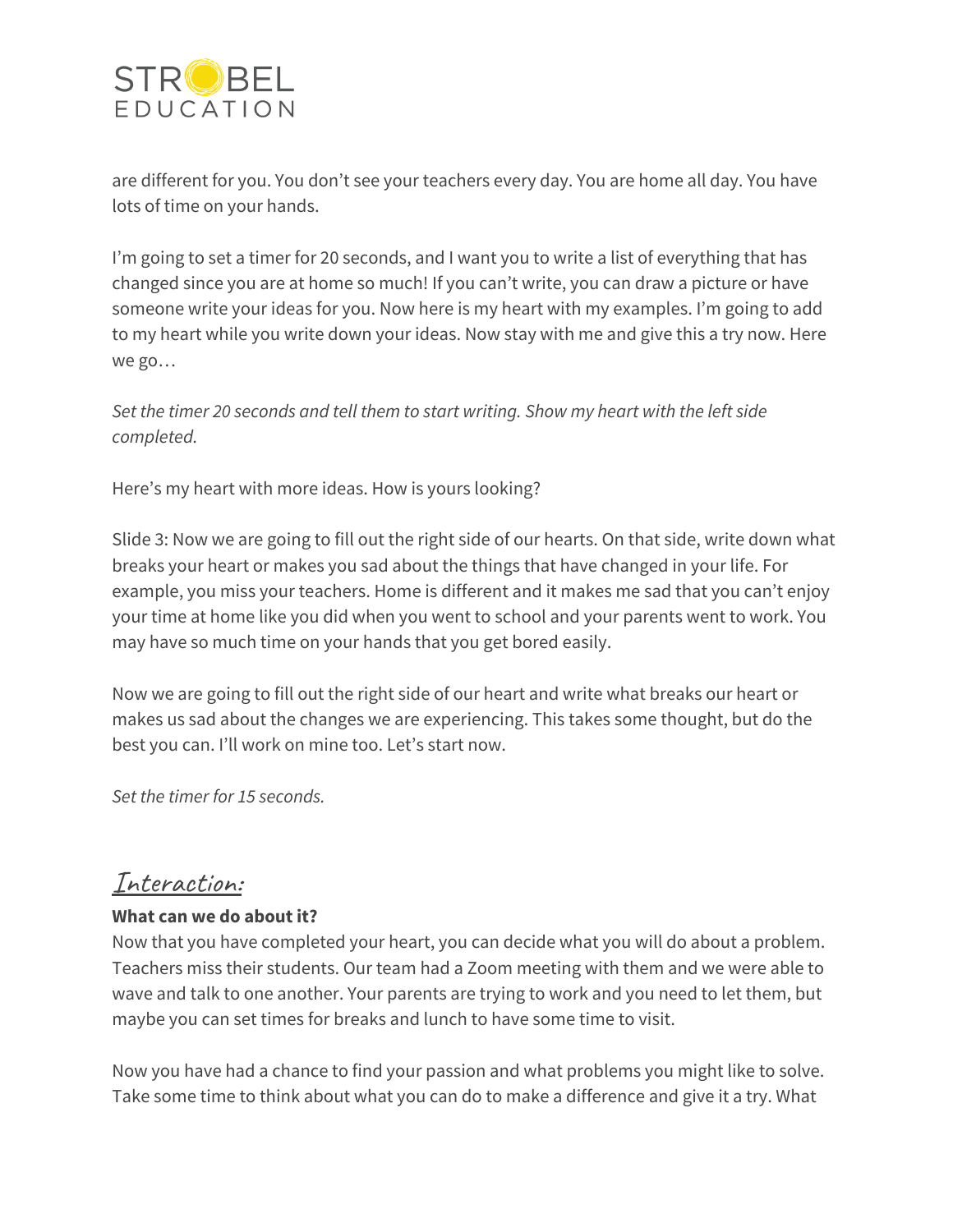are different for you. You don't see your teachers every day. You are home all day. You have lots of time on your hands.

I'm going to set a timer for 20 seconds, and I want you to write a list of everything that has changed since you are at home so much! If you can't write, you can draw a picture or have someone write your ideas for you. Now here is my heart with my examples. I'm going to add to my heart while you write down your ideas. Now stay with me and give this a try now. Here we go…

*Set the timer 20 seconds and tell them to start writing. Show my heart with the left side completed.*

Here's my heart with more ideas. How is yours looking?

Slide 3: Now we are going to fill out the right side of our hearts. On that side, write down what breaks your heart or makes you sad about the things that have changed in your life. For example, you miss your teachers. Home is different and it makes me sad that you can't enjoy your time at home like you did when you went to school and your parents went to work. You may have so much time on your hands that you get bored easily.

Now we are going to fill out the right side of our heart and write what breaks our heart or makes us sad about the changes we are experiencing. This takes some thought, but do the best you can. I'll work on mine too. Let's start now.

*Set the timer for 15 seconds.*

## Interaction:

**What can we do about it?**

Now that you have completed your heart, you can decide what you will do about a problem. Teachers miss their students. Our team had a Zoom meeting with them and we were able to wave and talk to one another. Your parents are trying to work and you need to let them, but maybe you can set times for breaks and lunch to have some time to visit.

Now you have had a chance to find your passion and what problems you might like to solve. Take some time to think about what you can do to make a difference and give it a try. What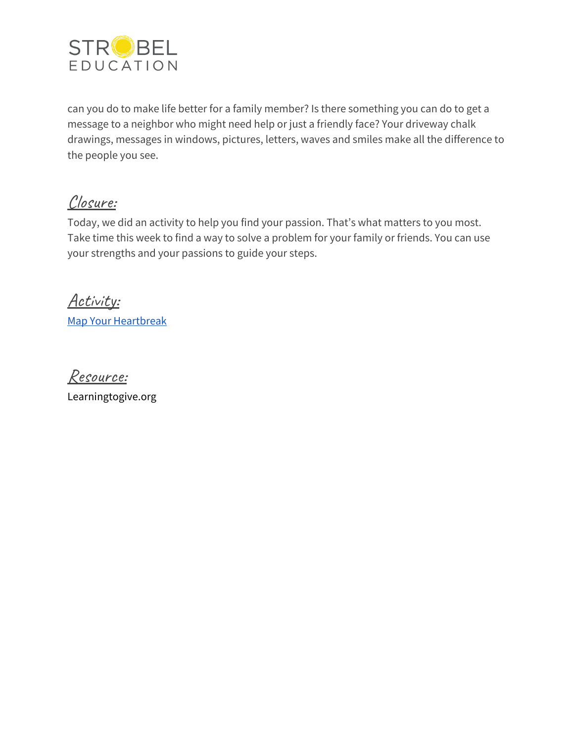can you do to make life better for a family member? Is there something you can do to get a message to a neighbor who might need help or just a friendly face? Your driveway chalk drawings, messages in windows, pictures, letters, waves and smiles make all the difference to the people you see.

## *Closure:*

Today, we did an activity to help you find your passion. That's what matters to you most. Take time this week to find a way to solve a problem for your family or friends. You can use your strengths and your passions to guide your steps.

## *Activity:*

Map Your Heartbreak

## *Resource:*

Learningtogive.org